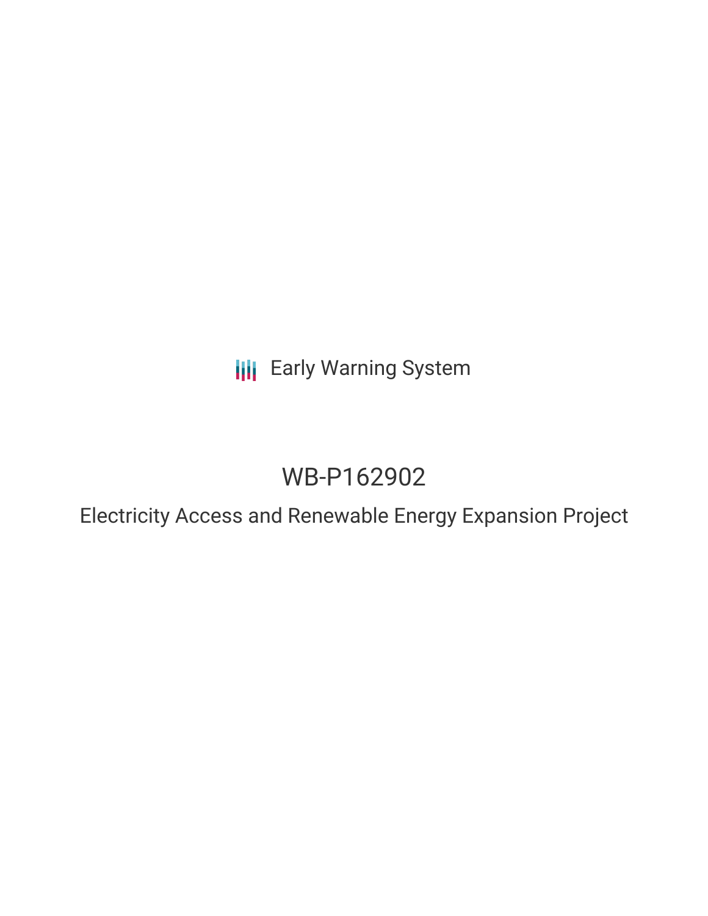Early Warning System

# WB-P162902

## Electricity Access and Renewable Energy Expansion Project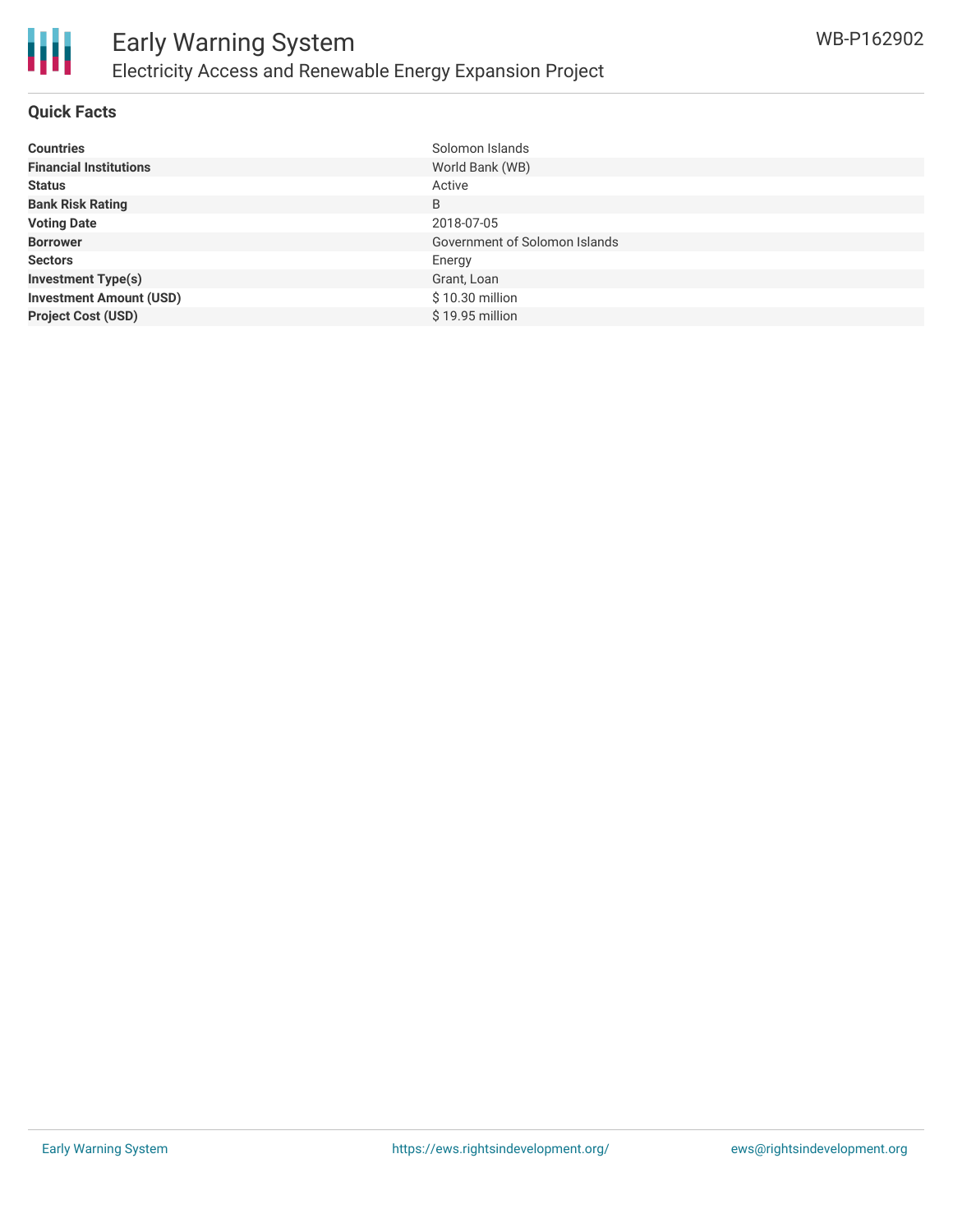# Early Warning System

## Electricity Access and Renewable Energy Expansion Project

WB-P162902

### Quick Facts

| | |
|---|---|
| **Countries** | Solomon Islands |
| **Financial Institutions** | World Bank (WB) |
| **Status** | Active |
| **Bank Risk Rating** | B |
| **Voting Date** | 2018-07-05 |
| **Borrower** | Government of Solomon Islands |
| **Sectors** | Energy |
| **Investment Type(s)** | Grant, Loan |
| **Investment Amount (USD)** | $ 10.30 million |
| **Project Cost (USD)** | $ 19.95 million |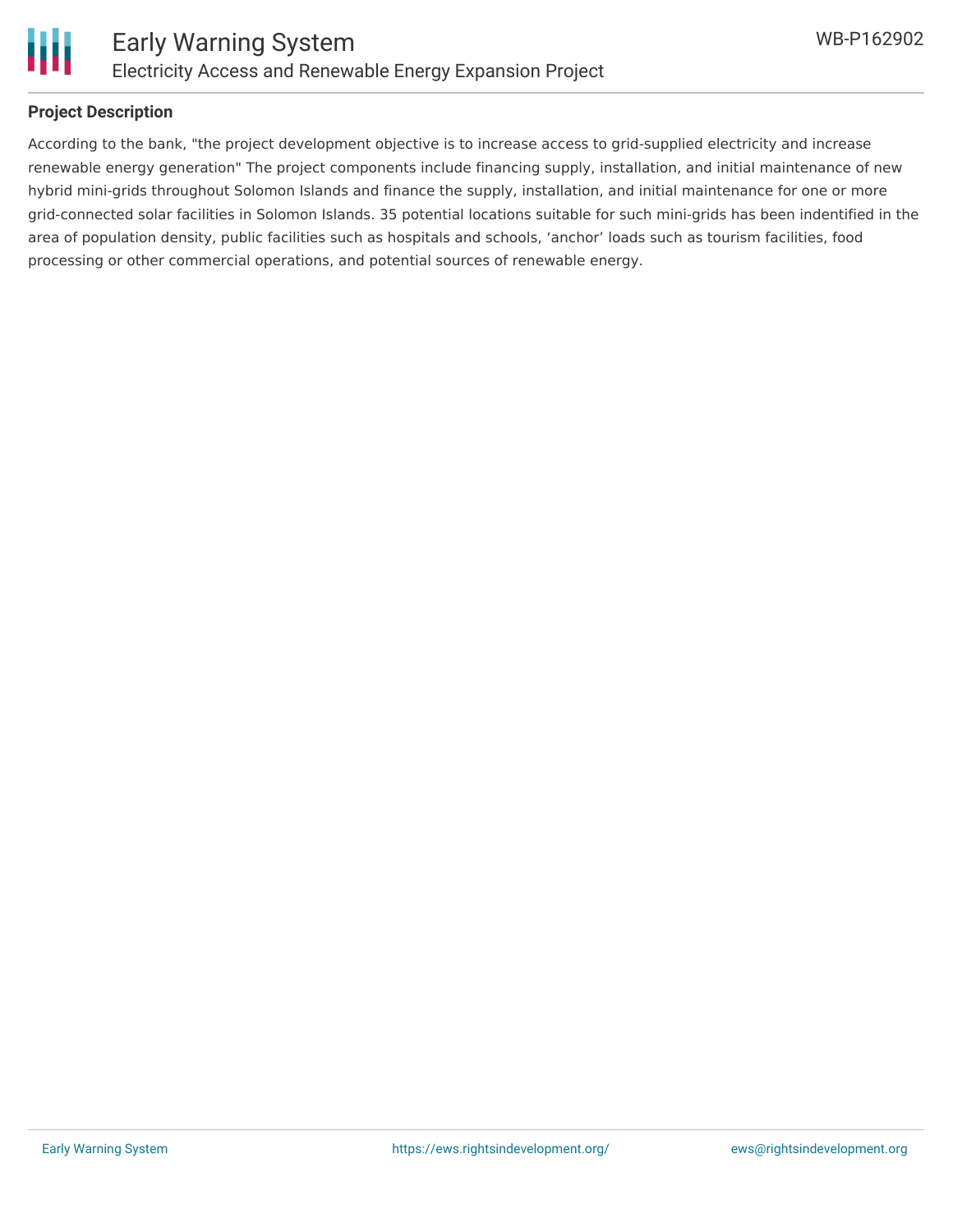## Project Description

According to the bank, "the project development objective is to increase access to grid-supplied electricity and increase renewable energy generation" The project components include financing supply, installation, and initial maintenance of new hybrid mini-grids throughout Solomon Islands and finance the supply, installation, and initial maintenance for one or more grid-connected solar facilities in Solomon Islands. 35 potential locations suitable for such mini-grids has been indentified in the area of population density, public facilities such as hospitals and schools, 'anchor' loads such as tourism facilities, food processing or other commercial operations, and potential sources of renewable energy.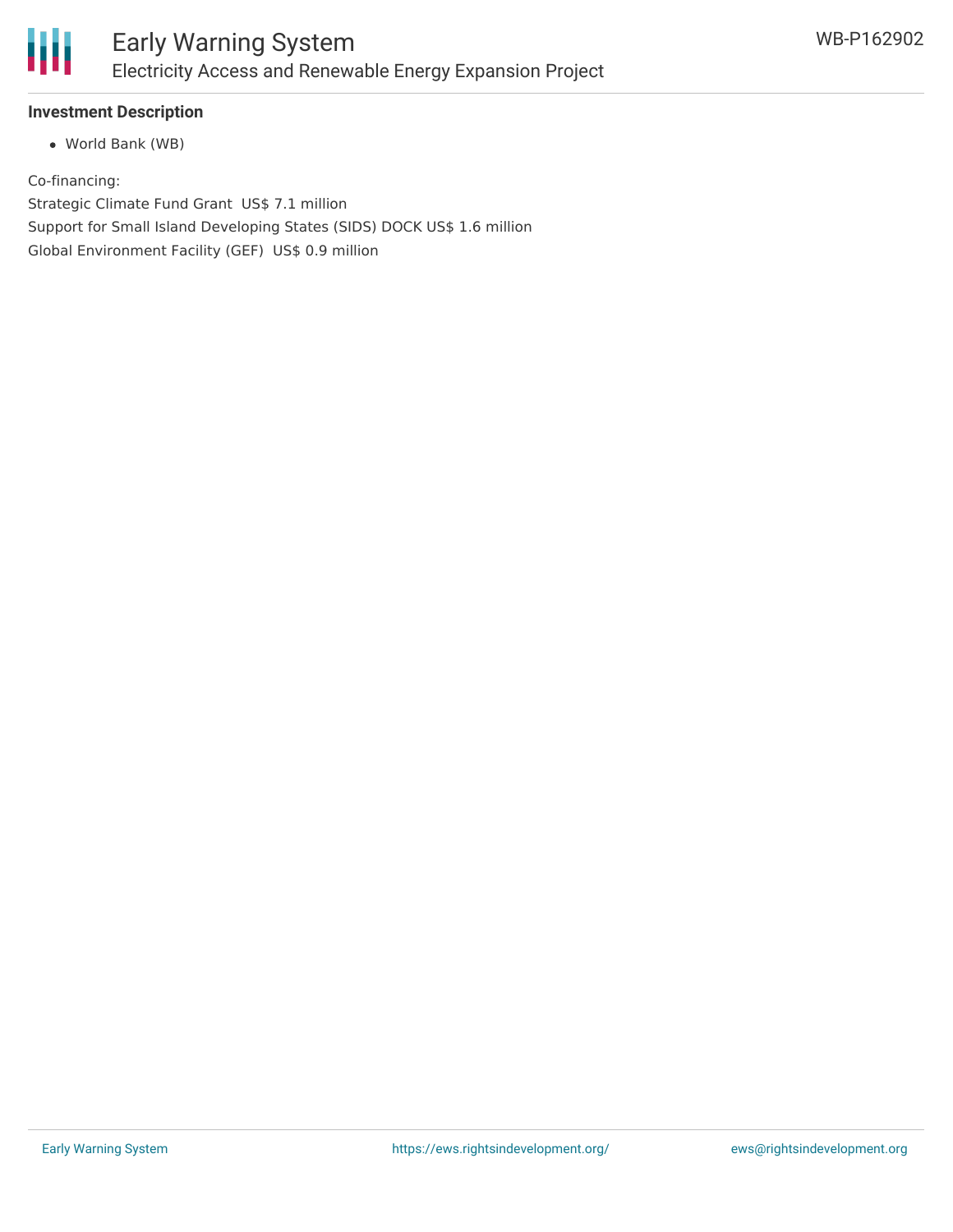**Investment Description**

- World Bank (WB)

Co-financing:

Strategic Climate Fund Grant US$ 7.1 million

Support for Small Island Developing States (SIDS) DOCK US$ 1.6 million

Global Environment Facility (GEF) US$ 0.9 million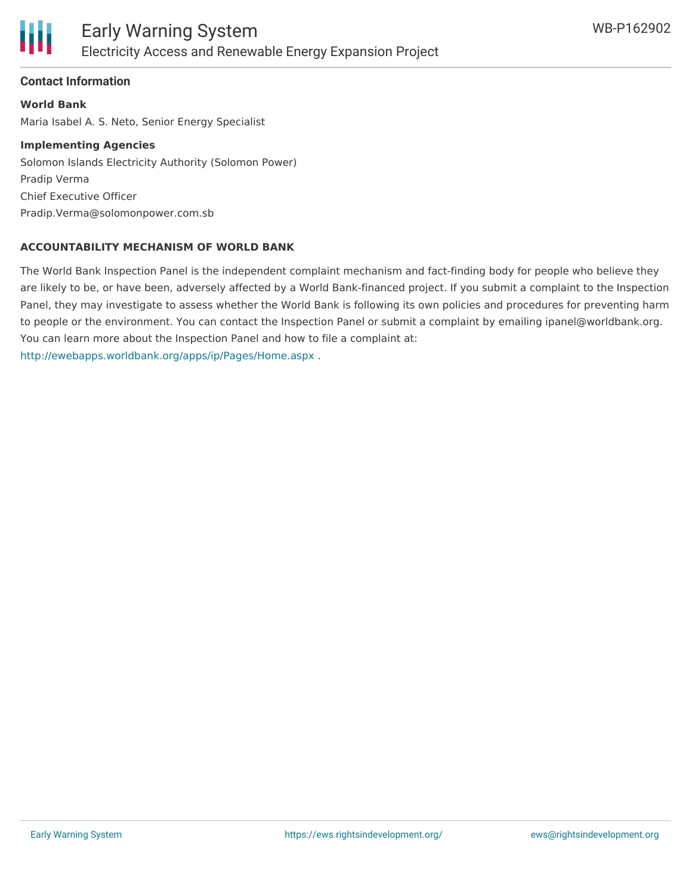## Contact Information

**World Bank**

Maria Isabel A. S. Neto, Senior Energy Specialist

**Implementing Agencies**

Solomon Islands Electricity Authority (Solomon Power)
Pradip Verma
Chief Executive Officer
Pradip.Verma@solomonpower.com.sb

**ACCOUNTABILITY MECHANISM OF WORLD BANK**

The World Bank Inspection Panel is the independent complaint mechanism and fact-finding body for people who believe they are likely to be, or have been, adversely affected by a World Bank-financed project. If you submit a complaint to the Inspection Panel, they may investigate to assess whether the World Bank is following its own policies and procedures for preventing harm to people or the environment. You can contact the Inspection Panel or submit a complaint by emailing ipanel@worldbank.org. You can learn more about the Inspection Panel and how to file a complaint at:
http://ewebapps.worldbank.org/apps/ip/Pages/Home.aspx .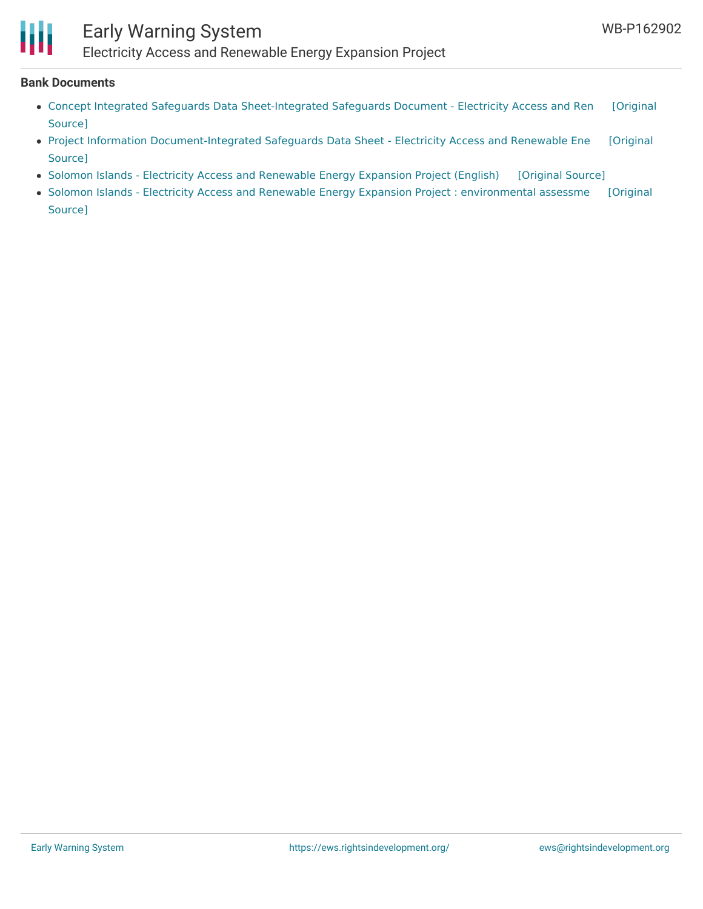**Bank Documents**

- Concept Integrated Safeguards Data Sheet-Integrated Safeguards Document - Electricity Access and Ren [Original Source]
- Project Information Document-Integrated Safeguards Data Sheet - Electricity Access and Renewable Ene [Original Source]
- Solomon Islands - Electricity Access and Renewable Energy Expansion Project (English) [Original Source]
- Solomon Islands - Electricity Access and Renewable Energy Expansion Project : environmental assessme [Original Source]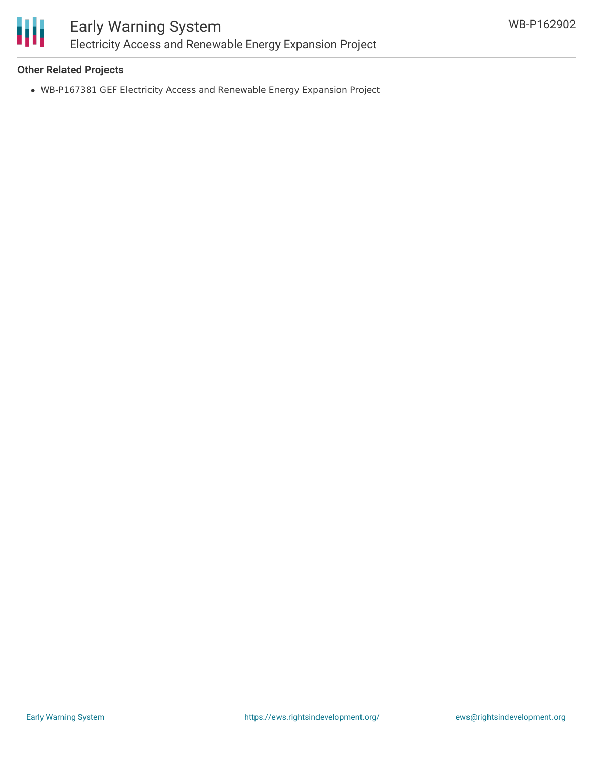### Other Related Projects

- WB-P167381 GEF Electricity Access and Renewable Energy Expansion Project